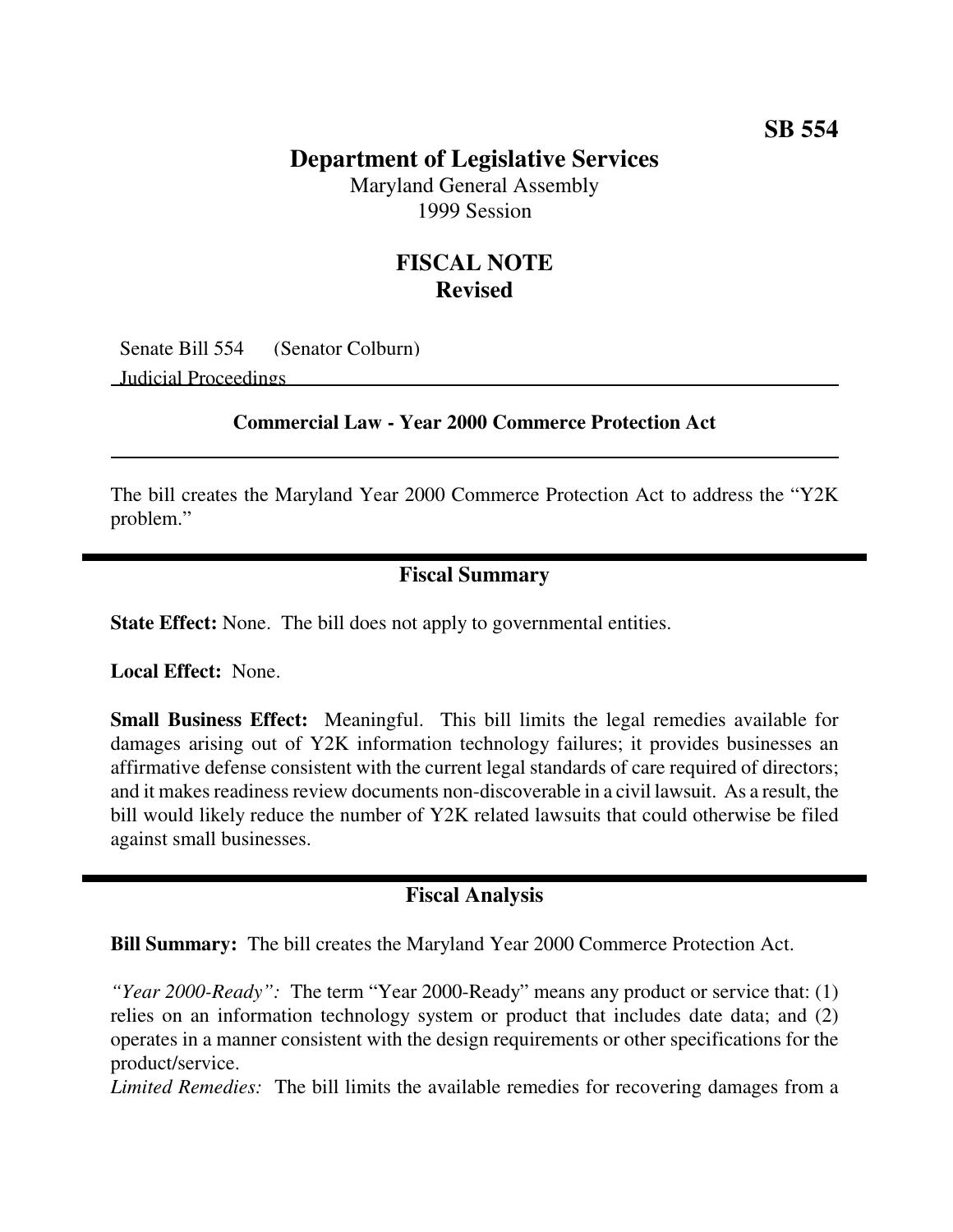**SB 554**

# Department of Legislative Services

Maryland General Assembly
1999 Session

## FISCAL NOTE
**Revised**

Senate Bill 554 (Senator Colburn)
Judicial Proceedings

**Commercial Law - Year 2000 Commerce Protection Act**

The bill creates the Maryland Year 2000 Commerce Protection Act to address the "Y2K problem."

## Fiscal Summary

**State Effect:** None. The bill does not apply to governmental entities.

**Local Effect:** None.

**Small Business Effect:** Meaningful. This bill limits the legal remedies available for damages arising out of Y2K information technology failures; it provides businesses an affirmative defense consistent with the current legal standards of care required of directors; and it makes readiness review documents non-discoverable in a civil lawsuit. As a result, the bill would likely reduce the number of Y2K related lawsuits that could otherwise be filed against small businesses.

## Fiscal Analysis

**Bill Summary:** The bill creates the Maryland Year 2000 Commerce Protection Act.

*"Year 2000-Ready":* The term "Year 2000-Ready" means any product or service that: (1) relies on an information technology system or product that includes date data; and (2) operates in a manner consistent with the design requirements or other specifications for the product/service.

*Limited Remedies:* The bill limits the available remedies for recovering damages from a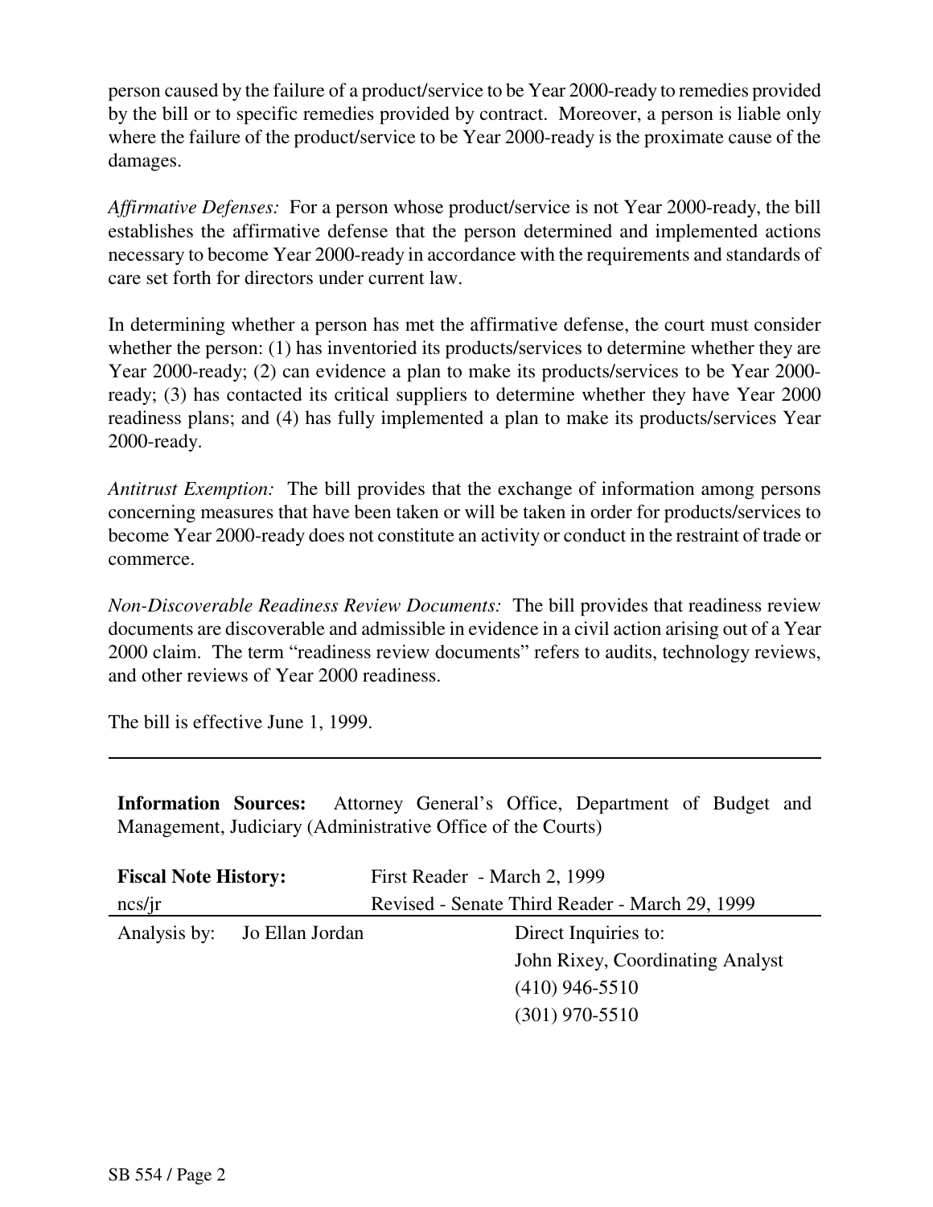person caused by the failure of a product/service to be Year 2000-ready to remedies provided by the bill or to specific remedies provided by contract. Moreover, a person is liable only where the failure of the product/service to be Year 2000-ready is the proximate cause of the damages.

*Affirmative Defenses:* For a person whose product/service is not Year 2000-ready, the bill establishes the affirmative defense that the person determined and implemented actions necessary to become Year 2000-ready in accordance with the requirements and standards of care set forth for directors under current law.

In determining whether a person has met the affirmative defense, the court must consider whether the person: (1) has inventoried its products/services to determine whether they are Year 2000-ready; (2) can evidence a plan to make its products/services to be Year 2000-ready; (3) has contacted its critical suppliers to determine whether they have Year 2000 readiness plans; and (4) has fully implemented a plan to make its products/services Year 2000-ready.

*Antitrust Exemption:* The bill provides that the exchange of information among persons concerning measures that have been taken or will be taken in order for products/services to become Year 2000-ready does not constitute an activity or conduct in the restraint of trade or commerce.

*Non-Discoverable Readiness Review Documents:* The bill provides that readiness review documents are discoverable and admissible in evidence in a civil action arising out of a Year 2000 claim. The term "readiness review documents" refers to audits, technology reviews, and other reviews of Year 2000 readiness.

The bill is effective June 1, 1999.

---

**Information Sources:** Attorney General's Office, Department of Budget and Management, Judiciary (Administrative Office of the Courts)

| | |
|---|---|
| **Fiscal Note History:** | First Reader - March 2, 1999 |
| ncs/jr | Revised - Senate Third Reader - March 29, 1999 |

| | |
|---|---|
| Analysis by: Jo Ellan Jordan | Direct Inquiries to:<br>John Rixey, Coordinating Analyst<br>(410) 946-5510<br>(301) 970-5510 |